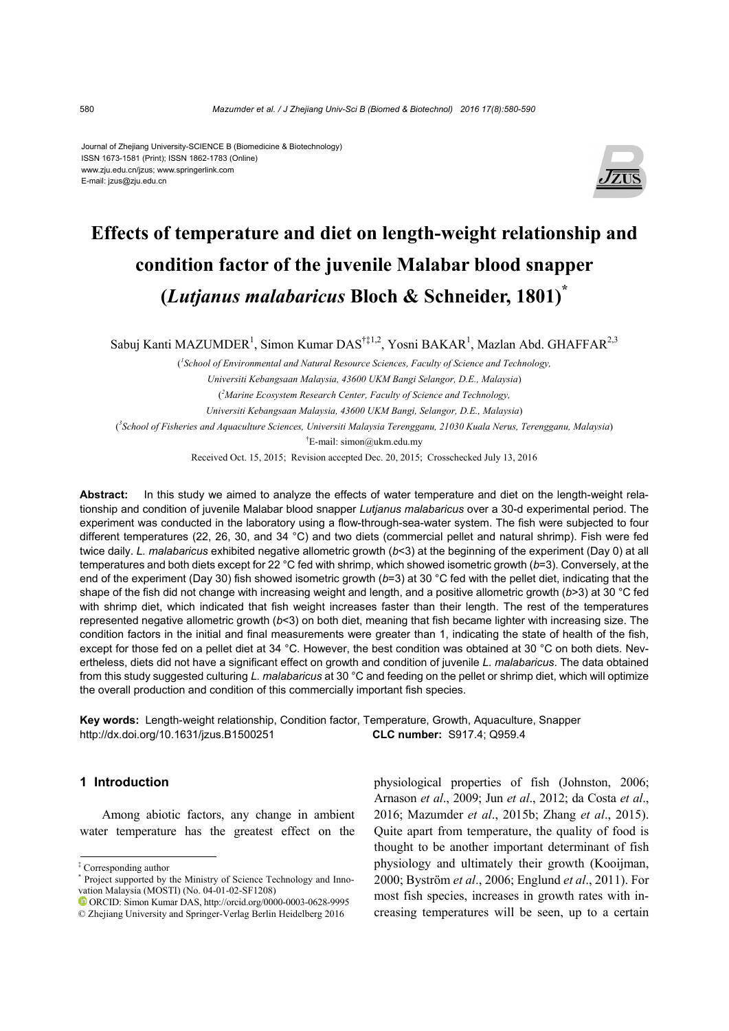Journal of Zhejiang University-SCIENCE B (Biomedicine & Biotechnology)
ISSN 1673-1581 (Print); ISSN 1862-1783 (Online)
www.zju.edu.cn/jzus; www.springerlink.com
E-mail: jzus@zju.edu.cn

# Effects of temperature and diet on length-weight relationship and condition factor of the juvenile Malabar blood snapper (*Lutjanus malabaricus* Bloch & Schneider, 1801)*

Sabuj Kanti MAZUMDER[1], Simon Kumar DAS[†‡1,2], Yosni BAKAR[1], Mazlan Abd. GHAFFAR[2,3]

([1]*School of Environmental and Natural Resource Sciences, Faculty of Science and Technology, Universiti Kebangsaan Malaysia, 43600 UKM Bangi Selangor, D.E., Malaysia*)

([2]*Marine Ecosystem Research Center, Faculty of Science and Technology, Universiti Kebangsaan Malaysia, 43600 UKM Bangi, Selangor, D.E., Malaysia*)

([3]*School of Fisheries and Aquaculture Sciences, Universiti Malaysia Terengganu, 21030 Kuala Nerus, Terengganu, Malaysia*)

[†]E-mail: simon@ukm.edu.my

Received Oct. 15, 2015; Revision accepted Dec. 20, 2015; Crosschecked July 13, 2016

**Abstract:** In this study we aimed to analyze the effects of water temperature and diet on the length-weight relationship and condition of juvenile Malabar blood snapper *Lutjanus malabaricus* over a 30-d experimental period. The experiment was conducted in the laboratory using a flow-through-sea-water system. The fish were subjected to four different temperatures (22, 26, 30, and 34 °C) and two diets (commercial pellet and natural shrimp). Fish were fed twice daily. *L. malabaricus* exhibited negative allometric growth ($b<3$) at the beginning of the experiment (Day 0) at all temperatures and both diets except for 22 °C fed with shrimp, which showed isometric growth ($b=3$). Conversely, at the end of the experiment (Day 30) fish showed isometric growth ($b=3$) at 30 °C fed with the pellet diet, indicating that the shape of the fish did not change with increasing weight and length, and a positive allometric growth ($b>3$) at 30 °C fed with shrimp diet, which indicated that fish weight increases faster than their length. The rest of the temperatures represented negative allometric growth ($b<3$) on both diet, meaning that fish became lighter with increasing size. The condition factors in the initial and final measurements were greater than 1, indicating the state of health of the fish, except for those fed on a pellet diet at 34 °C. However, the best condition was obtained at 30 °C on both diets. Nevertheless, diets did not have a significant effect on growth and condition of juvenile *L. malabaricus*. The data obtained from this study suggested culturing *L. malabaricus* at 30 °C and feeding on the pellet or shrimp diet, which will optimize the overall production and condition of this commercially important fish species.

**Key words:** Length-weight relationship, Condition factor, Temperature, Growth, Aquaculture, Snapper
http://dx.doi.org/10.1631/jzus.B1500251 **CLC number:** S917.4; Q959.4

## 1 Introduction

Among abiotic factors, any change in ambient water temperature has the greatest effect on the physiological properties of fish (Johnston, 2006; Arnason *et al*., 2009; Jun *et al*., 2012; da Costa *et al*., 2016; Mazumder *et al*., 2015b; Zhang *et al*., 2015). Quite apart from temperature, the quality of food is thought to be another important determinant of fish physiology and ultimately their growth (Kooijman, 2000; Byström *et al*., 2006; Englund *et al*., 2011). For most fish species, increases in growth rates with increasing temperatures will be seen, up to a certain

---

‡ Corresponding author

\* Project supported by the Ministry of Science Technology and Innovation Malaysia (MOSTI) (No. 04-01-02-SF1208)

ORCID: Simon Kumar DAS, http://orcid.org/0000-0003-0628-9995

© Zhejiang University and Springer-Verlag Berlin Heidelberg 2016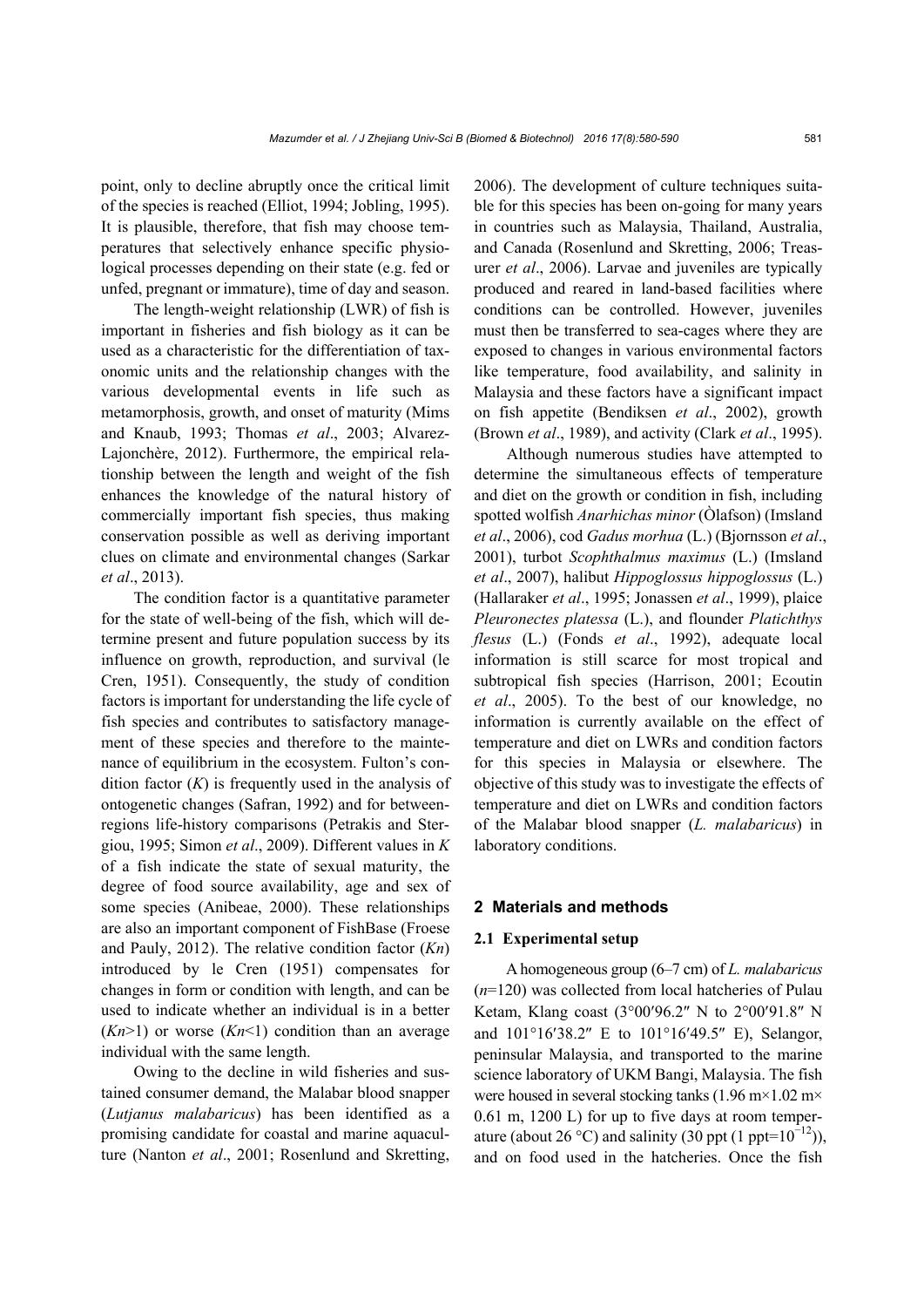point, only to decline abruptly once the critical limit of the species is reached (Elliot, 1994; Jobling, 1995). It is plausible, therefore, that fish may choose temperatures that selectively enhance specific physiological processes depending on their state (e.g. fed or unfed, pregnant or immature), time of day and season.

The length-weight relationship (LWR) of fish is important in fisheries and fish biology as it can be used as a characteristic for the differentiation of taxonomic units and the relationship changes with the various developmental events in life such as metamorphosis, growth, and onset of maturity (Mims and Knaub, 1993; Thomas *et al*., 2003; Alvarez-Lajonchère, 2012). Furthermore, the empirical relationship between the length and weight of the fish enhances the knowledge of the natural history of commercially important fish species, thus making conservation possible as well as deriving important clues on climate and environmental changes (Sarkar *et al*., 2013).

The condition factor is a quantitative parameter for the state of well-being of the fish, which will determine present and future population success by its influence on growth, reproduction, and survival (le Cren, 1951). Consequently, the study of condition factors is important for understanding the life cycle of fish species and contributes to satisfactory management of these species and therefore to the maintenance of equilibrium in the ecosystem. Fulton's condition factor ($K$) is frequently used in the analysis of ontogenetic changes (Safran, 1992) and for between-regions life-history comparisons (Petrakis and Stergiou, 1995; Simon *et al*., 2009). Different values in $K$ of a fish indicate the state of sexual maturity, the degree of food source availability, age and sex of some species (Anibeae, 2000). These relationships are also an important component of FishBase (Froese and Pauly, 2012). The relative condition factor ($Kn$) introduced by le Cren (1951) compensates for changes in form or condition with length, and can be used to indicate whether an individual is in a better ($Kn>1$) or worse ($Kn<1$) condition than an average individual with the same length.

Owing to the decline in wild fisheries and sustained consumer demand, the Malabar blood snapper (*Lutjanus malabaricus*) has been identified as a promising candidate for coastal and marine aquaculture (Nanton *et al*., 2001; Rosenlund and Skretting, 2006). The development of culture techniques suitable for this species has been on-going for many years in countries such as Malaysia, Thailand, Australia, and Canada (Rosenlund and Skretting, 2006; Treasurer *et al*., 2006). Larvae and juveniles are typically produced and reared in land-based facilities where conditions can be controlled. However, juveniles must then be transferred to sea-cages where they are exposed to changes in various environmental factors like temperature, food availability, and salinity in Malaysia and these factors have a significant impact on fish appetite (Bendiksen *et al*., 2002), growth (Brown *et al*., 1989), and activity (Clark *et al*., 1995).

Although numerous studies have attempted to determine the simultaneous effects of temperature and diet on the growth or condition in fish, including spotted wolfish *Anarhichas minor* (Òlafson) (Imsland *et al*., 2006), cod *Gadus morhua* (L.) (Bjornsson *et al*., 2001), turbot *Scophthalmus maximus* (L.) (Imsland *et al*., 2007), halibut *Hippoglossus hippoglossus* (L.) (Hallaraker *et al*., 1995; Jonassen *et al*., 1999), plaice *Pleuronectes platessa* (L.), and flounder *Platichthys flesus* (L.) (Fonds *et al*., 1992), adequate local information is still scarce for most tropical and subtropical fish species (Harrison, 2001; Ecoutin *et al*., 2005). To the best of our knowledge, no information is currently available on the effect of temperature and diet on LWRs and condition factors for this species in Malaysia or elsewhere. The objective of this study was to investigate the effects of temperature and diet on LWRs and condition factors of the Malabar blood snapper (*L. malabaricus*) in laboratory conditions.

## 2 Materials and methods

### 2.1 Experimental setup

A homogeneous group (6–7 cm) of *L. malabaricus* ($n$=120) was collected from local hatcheries of Pulau Ketam, Klang coast (3°00′96.2″ N to 2°00′91.8″ N and 101°16′38.2″ E to 101°16′49.5″ E), Selangor, peninsular Malaysia, and transported to the marine science laboratory of UKM Bangi, Malaysia. The fish were housed in several stocking tanks (1.96 m×1.02 m×0.61 m, 1200 L) for up to five days at room temperature (about 26 °C) and salinity (30 ppt (1 ppt=$10^{-12}$)), and on food used in the hatcheries. Once the fish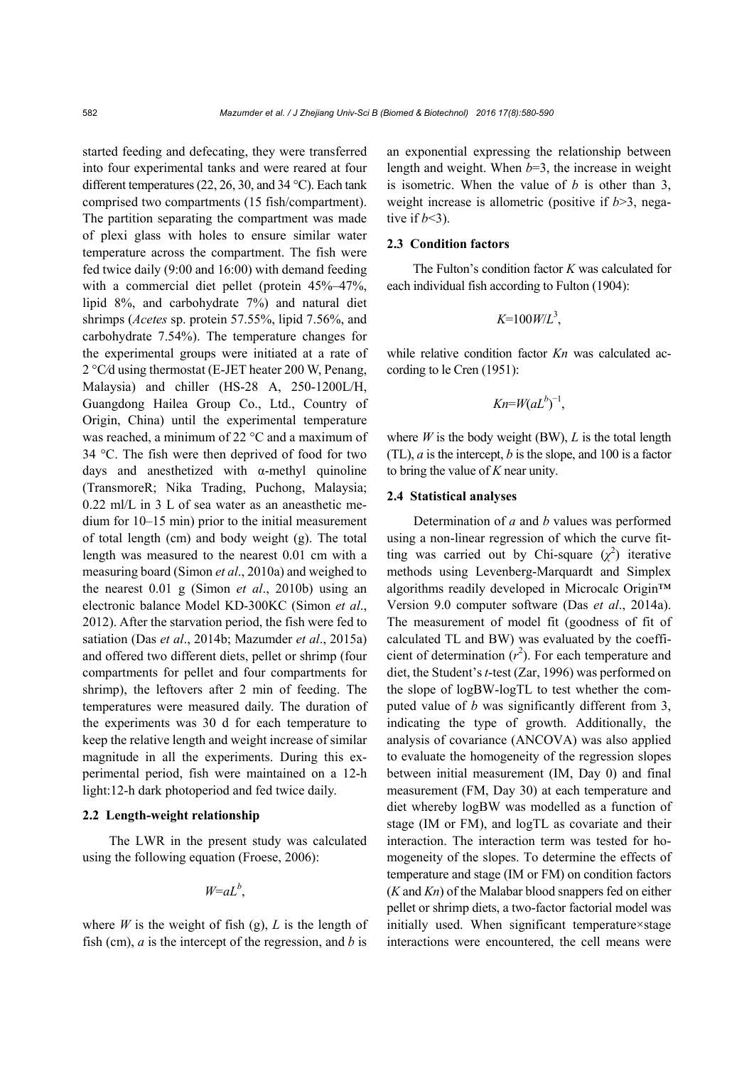started feeding and defecating, they were transferred into four experimental tanks and were reared at four different temperatures (22, 26, 30, and 34 °C). Each tank comprised two compartments (15 fish/compartment). The partition separating the compartment was made of plexi glass with holes to ensure similar water temperature across the compartment. The fish were fed twice daily (9:00 and 16:00) with demand feeding with a commercial diet pellet (protein 45%–47%, lipid 8%, and carbohydrate 7%) and natural diet shrimps (*Acetes* sp. protein 57.55%, lipid 7.56%, and carbohydrate 7.54%). The temperature changes for the experimental groups were initiated at a rate of 2 °C/d using thermostat (E-JET heater 200 W, Penang, Malaysia) and chiller (HS-28 A, 250-1200L/H, Guangdong Hailea Group Co., Ltd., Country of Origin, China) until the experimental temperature was reached, a minimum of 22 °C and a maximum of 34 °C. The fish were then deprived of food for two days and anesthetized with α-methyl quinoline (TransmoreR; Nika Trading, Puchong, Malaysia; 0.22 ml/L in 3 L of sea water as an aneasthetic medium for 10–15 min) prior to the initial measurement of total length (cm) and body weight (g). The total length was measured to the nearest 0.01 cm with a measuring board (Simon *et al*., 2010a) and weighed to the nearest 0.01 g (Simon *et al*., 2010b) using an electronic balance Model KD-300KC (Simon *et al*., 2012). After the starvation period, the fish were fed to satiation (Das *et al*., 2014b; Mazumder *et al*., 2015a) and offered two different diets, pellet or shrimp (four compartments for pellet and four compartments for shrimp), the leftovers after 2 min of feeding. The temperatures were measured daily. The duration of the experiments was 30 d for each temperature to keep the relative length and weight increase of similar magnitude in all the experiments. During this experimental period, fish were maintained on a 12-h light:12-h dark photoperiod and fed twice daily.

### 2.2 Length-weight relationship

The LWR in the present study was calculated using the following equation (Froese, 2006):

$$W=aL^b,$$

where $W$ is the weight of fish (g), $L$ is the length of fish (cm), $a$ is the intercept of the regression, and $b$ is an exponential expressing the relationship between length and weight. When $b$=3, the increase in weight is isometric. When the value of $b$ is other than 3, weight increase is allometric (positive if $b>3$, negative if $b<3$).

### 2.3 Condition factors

The Fulton's condition factor $K$ was calculated for each individual fish according to Fulton (1904):

$$K=100W/L^3,$$

while relative condition factor $Kn$ was calculated according to le Cren (1951):

$$Kn=W(aL^b)^{-1},$$

where $W$ is the body weight (BW), $L$ is the total length (TL), $a$ is the intercept, $b$ is the slope, and 100 is a factor to bring the value of $K$ near unity.

### 2.4 Statistical analyses

Determination of $a$ and $b$ values was performed using a non-linear regression of which the curve fitting was carried out by Chi-square ($\chi^2$) iterative methods using Levenberg-Marquardt and Simplex algorithms readily developed in Microcalc Origin™ Version 9.0 computer software (Das *et al*., 2014a). The measurement of model fit (goodness of fit of calculated TL and BW) was evaluated by the coefficient of determination ($r^2$). For each temperature and diet, the Student's *t*-test (Zar, 1996) was performed on the slope of logBW-logTL to test whether the computed value of $b$ was significantly different from 3, indicating the type of growth. Additionally, the analysis of covariance (ANCOVA) was also applied to evaluate the homogeneity of the regression slopes between initial measurement (IM, Day 0) and final measurement (FM, Day 30) at each temperature and diet whereby logBW was modelled as a function of stage (IM or FM), and logTL as covariate and their interaction. The interaction term was tested for homogeneity of the slopes. To determine the effects of temperature and stage (IM or FM) on condition factors ($K$ and $Kn$) of the Malabar blood snappers fed on either pellet or shrimp diets, a two-factor factorial model was initially used. When significant temperature×stage interactions were encountered, the cell means were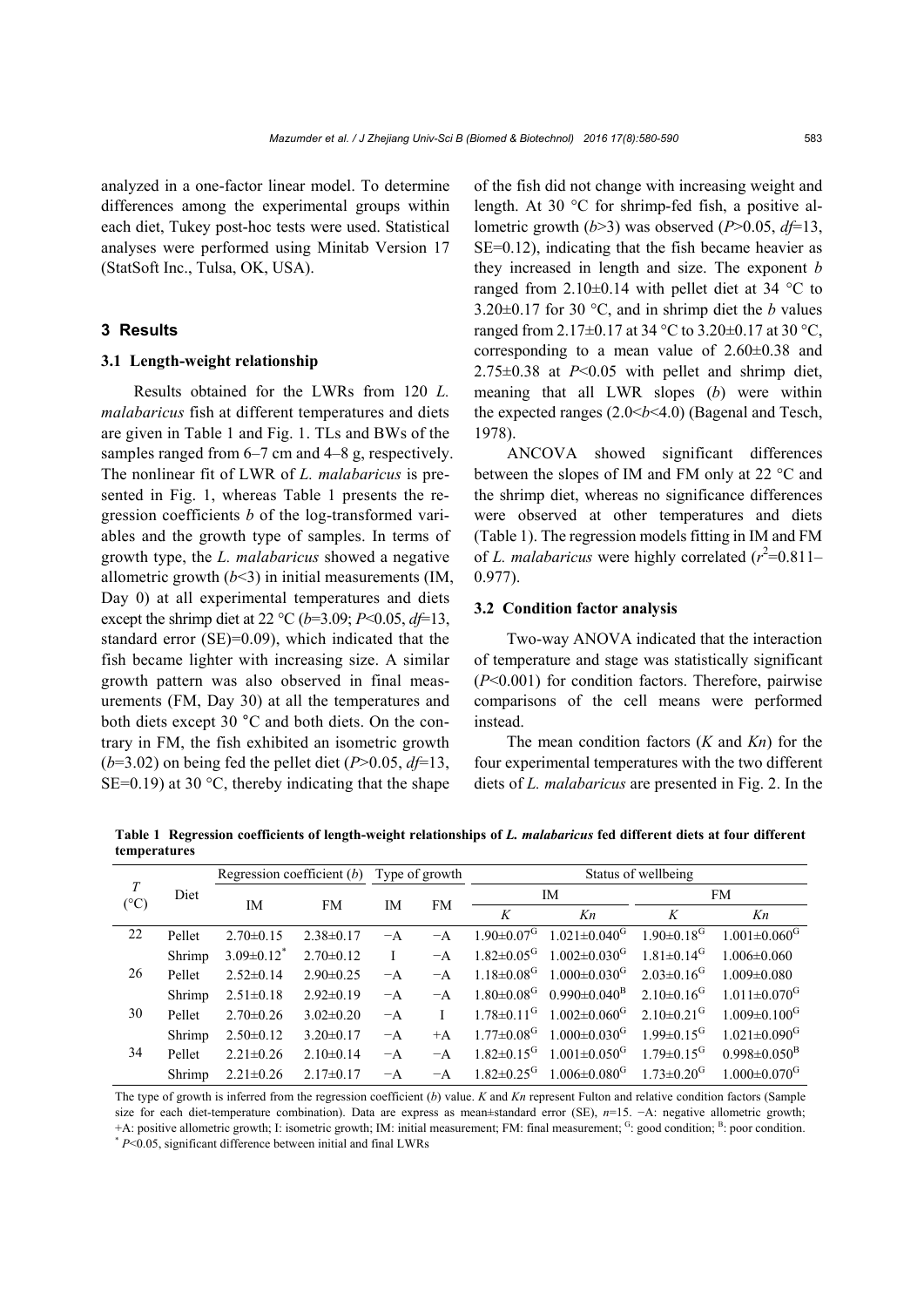analyzed in a one-factor linear model. To determine differences among the experimental groups within each diet, Tukey post-hoc tests were used. Statistical analyses were performed using Minitab Version 17 (StatSoft Inc., Tulsa, OK, USA).

## 3 Results

### 3.1 Length-weight relationship

Results obtained for the LWRs from 120 *L. malabaricus* fish at different temperatures and diets are given in Table 1 and Fig. 1. TLs and BWs of the samples ranged from 6–7 cm and 4–8 g, respectively. The nonlinear fit of LWR of *L. malabaricus* is presented in Fig. 1, whereas Table 1 presents the regression coefficients *b* of the log-transformed variables and the growth type of samples. In terms of growth type, the *L. malabaricus* showed a negative allometric growth ($b$<3) in initial measurements (IM, Day 0) at all experimental temperatures and diets except the shrimp diet at 22 °C ($b$=3.09; $P$<0.05, $df$=13, standard error (SE)=0.09), which indicated that the fish became lighter with increasing size. A similar growth pattern was also observed in final measurements (FM, Day 30) at all the temperatures and both diets except 30 °C and both diets. On the contrary in FM, the fish exhibited an isometric growth ($b$=3.02) on being fed the pellet diet ($P$>0.05, $df$=13, SE=0.19) at 30 °C, thereby indicating that the shape of the fish did not change with increasing weight and length. At 30 °C for shrimp-fed fish, a positive allometric growth ($b$>3) was observed ($P$>0.05, $df$=13, SE=0.12), indicating that the fish became heavier as they increased in length and size. The exponent *b* ranged from 2.10±0.14 with pellet diet at 34 °C to 3.20±0.17 for 30 °C, and in shrimp diet the *b* values ranged from 2.17±0.17 at 34 °C to 3.20±0.17 at 30 °C, corresponding to a mean value of 2.60±0.38 and 2.75±0.38 at $P$<0.05 with pellet and shrimp diet, meaning that all LWR slopes (*b*) were within the expected ranges (2.0<$b$<4.0) (Bagenal and Tesch, 1978).

ANCOVA showed significant differences between the slopes of IM and FM only at 22 °C and the shrimp diet, whereas no significance differences were observed at other temperatures and diets (Table 1). The regression models fitting in IM and FM of *L. malabaricus* were highly correlated ($r^2$=0.811–0.977).

### 3.2 Condition factor analysis

Two-way ANOVA indicated that the interaction of temperature and stage was statistically significant ($P$<0.001) for condition factors. Therefore, pairwise comparisons of the cell means were performed instead.

The mean condition factors (*K* and *Kn*) for the four experimental temperatures with the two different diets of *L. malabaricus* are presented in Fig. 2. In the

**Table 1 Regression coefficients of length-weight relationships of *L. malabaricus* fed different diets at four different temperatures**

| $T$ (°C) | Diet | Regression coefficient ($b$) | | Type of growth | | Status of wellbeing | | | |
|---|---|---|---|---|---|---|---|---|---|
| | | IM | FM | IM | FM | IM | | FM | |
| | | | | | | $K$ | $Kn$ | $K$ | $Kn$ |
| 22 | Pellet | 2.70±0.15 | 2.38±0.17 | −A | −A | 1.90±0.07$^{G}$ | 1.021±0.040$^{G}$ | 1.90±0.18$^{G}$ | 1.001±0.060$^{G}$ |
| | Shrimp | 3.09±0.12$^{*}$ | 2.70±0.12 | I | −A | 1.82±0.05$^{G}$ | 1.002±0.030$^{G}$ | 1.81±0.14$^{G}$ | 1.006±0.060 |
| 26 | Pellet | 2.52±0.14 | 2.90±0.25 | −A | −A | 1.18±0.08$^{G}$ | 1.000±0.030$^{G}$ | 2.03±0.16$^{G}$ | 1.009±0.080 |
| | Shrimp | 2.51±0.18 | 2.92±0.19 | −A | −A | 1.80±0.08$^{G}$ | 0.990±0.040$^{B}$ | 2.10±0.16$^{G}$ | 1.011±0.070$^{G}$ |
| 30 | Pellet | 2.70±0.26 | 3.02±0.20 | −A | I | 1.78±0.11$^{G}$ | 1.002±0.060$^{G}$ | 2.10±0.21$^{G}$ | 1.009±0.100$^{G}$ |
| | Shrimp | 2.50±0.12 | 3.20±0.17 | −A | +A | 1.77±0.08$^{G}$ | 1.000±0.030$^{G}$ | 1.99±0.15$^{G}$ | 1.021±0.090$^{G}$ |
| 34 | Pellet | 2.21±0.26 | 2.10±0.14 | −A | −A | 1.82±0.15$^{G}$ | 1.001±0.050$^{G}$ | 1.79±0.15$^{G}$ | 0.998±0.050$^{B}$ |
| | Shrimp | 2.21±0.26 | 2.17±0.17 | −A | −A | 1.82±0.25$^{G}$ | 1.006±0.080$^{G}$ | 1.73±0.20$^{G}$ | 1.000±0.070$^{G}$ |

The type of growth is inferred from the regression coefficient ($b$) value. $K$ and $Kn$ represent Fulton and relative condition factors (Sample size for each diet-temperature combination). Data are express as mean±standard error (SE), $n$=15. −A: negative allometric growth; +A: positive allometric growth; I: isometric growth; IM: initial measurement; FM: final measurement; $^{G}$: good condition; $^{B}$: poor condition. $^{*}$ $P$<0.05, significant difference between initial and final LWRs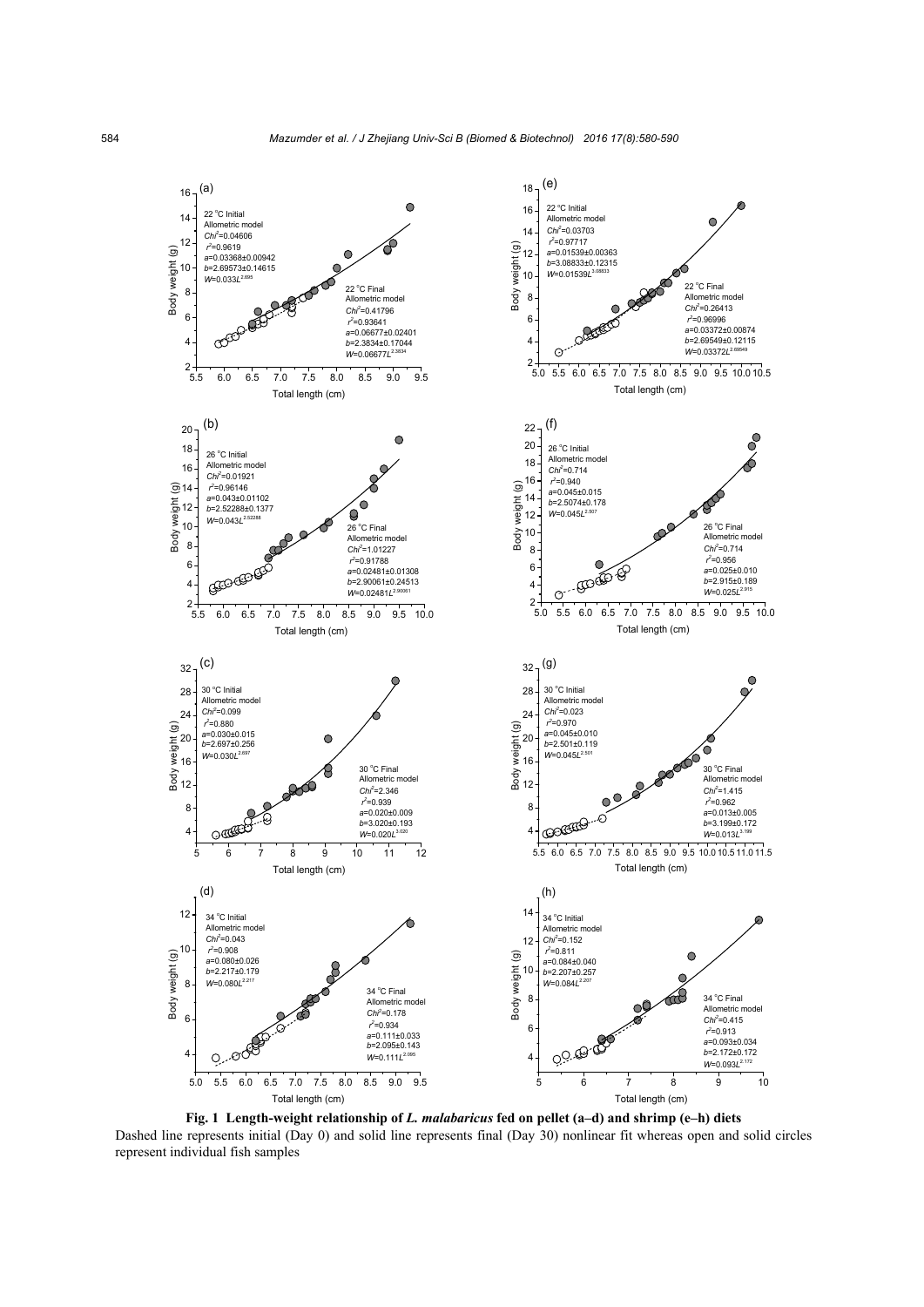**Fig. 1 Length-weight relationship of *L. malabaricus* fed on pellet (a–d) and shrimp (e–h) diets**

Dashed line represents initial (Day 0) and solid line represents final (Day 30) nonlinear fit whereas open and solid circles represent individual fish samples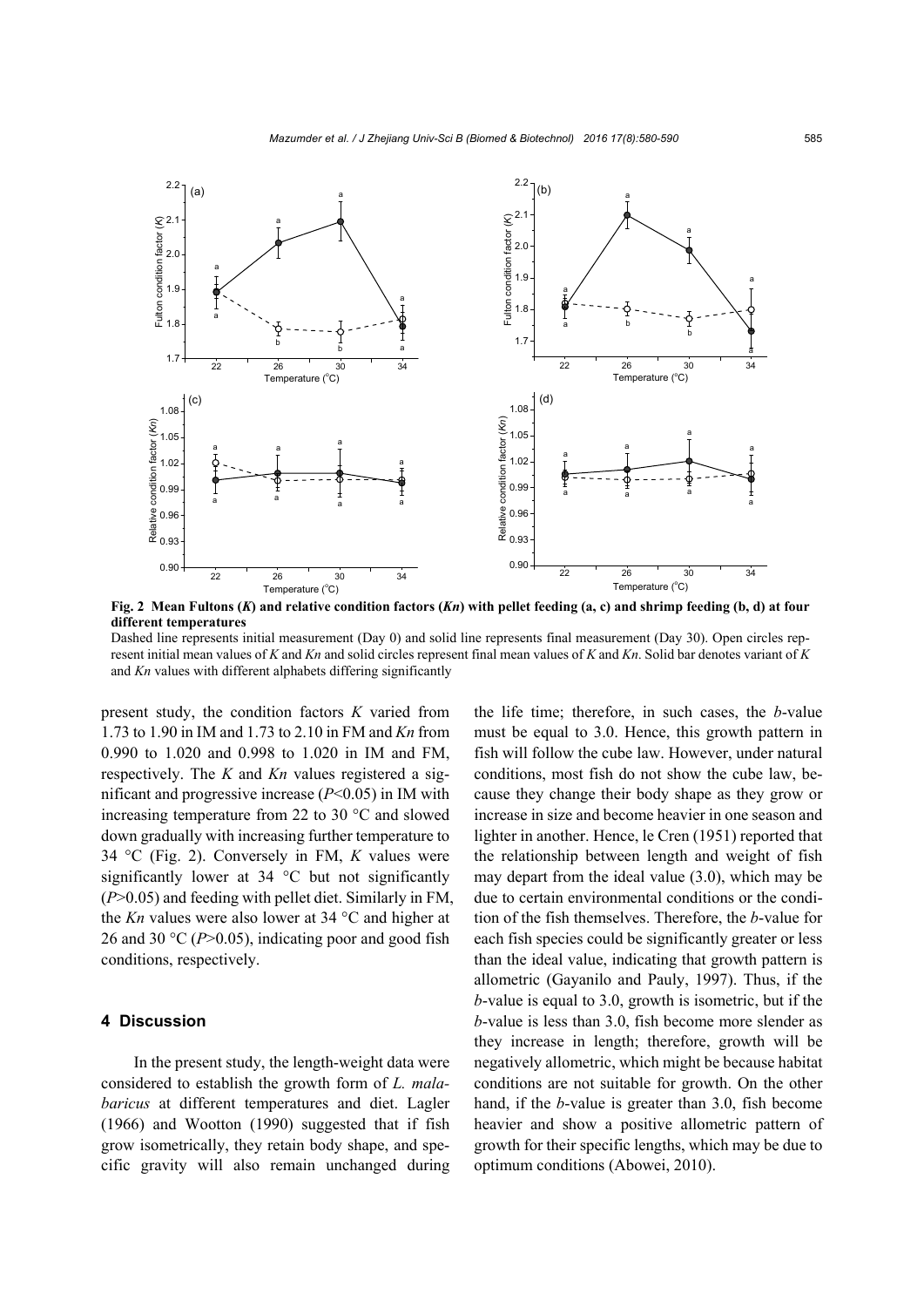**Fig. 2 Mean Fultons (*K*) and relative condition factors (*Kn*) with pellet feeding (a, c) and shrimp feeding (b, d) at four different temperatures**

Dashed line represents initial measurement (Day 0) and solid line represents final measurement (Day 30). Open circles represent initial mean values of *K* and *Kn* and solid circles represent final mean values of *K* and *Kn*. Solid bar denotes variant of *K* and *Kn* values with different alphabets differing significantly

present study, the condition factors *K* varied from 1.73 to 1.90 in IM and 1.73 to 2.10 in FM and *Kn* from 0.990 to 1.020 and 0.998 to 1.020 in IM and FM, respectively. The *K* and *Kn* values registered a significant and progressive increase ($P<0.05$) in IM with increasing temperature from 22 to 30 °C and slowed down gradually with increasing further temperature to 34 °C (Fig. 2). Conversely in FM, *K* values were significantly lower at 34 °C but not significantly ($P>0.05$) and feeding with pellet diet. Similarly in FM, the *Kn* values were also lower at 34 °C and higher at 26 and 30 °C ($P>0.05$), indicating poor and good fish conditions, respectively.

## 4 Discussion

In the present study, the length-weight data were considered to establish the growth form of *L. malabaricus* at different temperatures and diet. Lagler (1966) and Wootton (1990) suggested that if fish grow isometrically, they retain body shape, and specific gravity will also remain unchanged during the life time; therefore, in such cases, the *b*-value must be equal to 3.0. Hence, this growth pattern in fish will follow the cube law. However, under natural conditions, most fish do not show the cube law, because they change their body shape as they grow or increase in size and become heavier in one season and lighter in another. Hence, le Cren (1951) reported that the relationship between length and weight of fish may depart from the ideal value (3.0), which may be due to certain environmental conditions or the condition of the fish themselves. Therefore, the *b*-value for each fish species could be significantly greater or less than the ideal value, indicating that growth pattern is allometric (Gayanilo and Pauly, 1997). Thus, if the *b*-value is equal to 3.0, growth is isometric, but if the *b*-value is less than 3.0, fish become more slender as they increase in length; therefore, growth will be negatively allometric, which might be because habitat conditions are not suitable for growth. On the other hand, if the *b*-value is greater than 3.0, fish become heavier and show a positive allometric pattern of growth for their specific lengths, which may be due to optimum conditions (Abowei, 2010).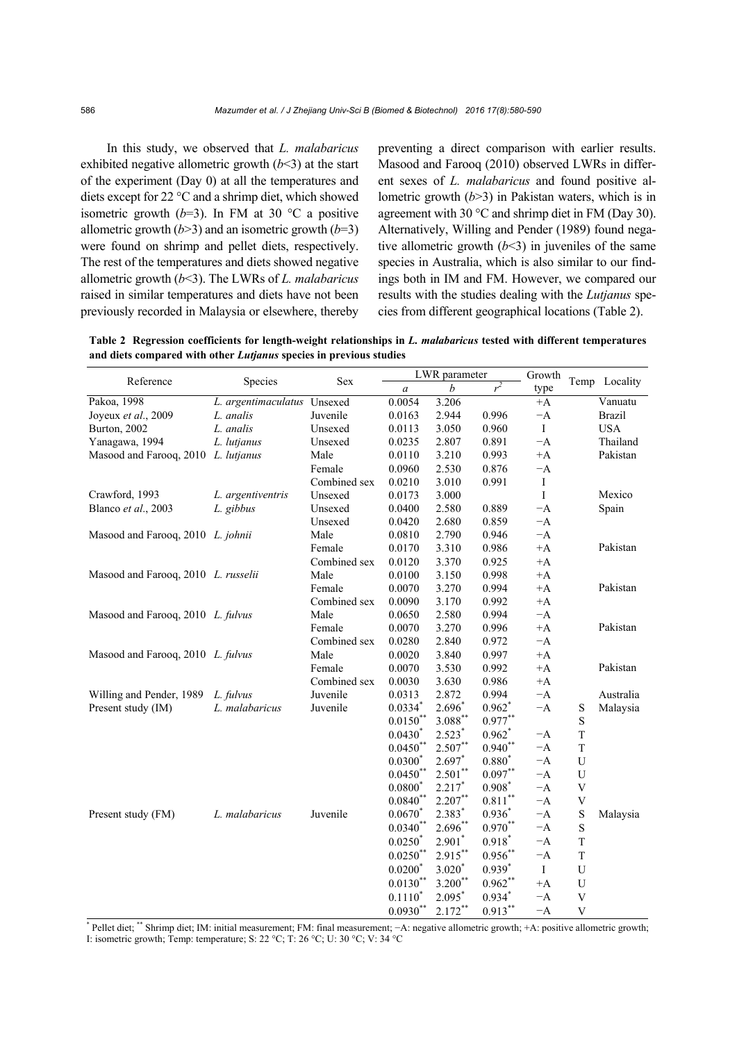In this study, we observed that *L. malabaricus* exhibited negative allometric growth ($b<3$) at the start of the experiment (Day 0) at all the temperatures and diets except for 22 °C and a shrimp diet, which showed isometric growth ($b=3$). In FM at 30 °C a positive allometric growth ($b>3$) and an isometric growth ($b=3$) were found on shrimp and pellet diets, respectively. The rest of the temperatures and diets showed negative allometric growth ($b<3$). The LWRs of *L. malabaricus* raised in similar temperatures and diets have not been previously recorded in Malaysia or elsewhere, thereby preventing a direct comparison with earlier results. Masood and Farooq (2010) observed LWRs in different sexes of *L. malabaricus* and found positive allometric growth ($b>3$) in Pakistan waters, which is in agreement with 30 °C and shrimp diet in FM (Day 30). Alternatively, Willing and Pender (1989) found negative allometric growth ($b<3$) in juveniles of the same species in Australia, which is also similar to our findings both in IM and FM. However, we compared our results with the studies dealing with the *Lutjanus* species from different geographical locations (Table 2).

**Table 2 Regression coefficients for length-weight relationships in *L. malabaricus* tested with different temperatures and diets compared with other *Lutjanus* species in previous studies**

| Reference | Species | Sex | LWR parameter | | | Growth type | Temp | Locality |
|---|---|---|---|---|---|---|---|---|
| | | | $a$ | $b$ | $r^2$ | | | |
| Pakoa, 1998 | *L. argentimaculatus* | Unsexed | 0.0054 | 3.206 | | +A | | Vanuatu |
| Joyeux *et al.*, 2009 | *L. analis* | Juvenile | 0.0163 | 2.944 | 0.996 | −A | | Brazil |
| Burton, 2002 | *L. analis* | Unsexed | 0.0113 | 3.050 | 0.960 | I | | USA |
| Yanagawa, 1994 | *L. lutjanus* | Unsexed | 0.0235 | 2.807 | 0.891 | −A | | Thailand |
| Masood and Farooq, 2010 | *L. lutjanus* | Male | 0.0110 | 3.210 | 0.993 | +A | | Pakistan |
| | | Female | 0.0960 | 2.530 | 0.876 | −A | | |
| | | Combined sex | 0.0210 | 3.010 | 0.991 | I | | |
| Crawford, 1993 | *L. argentiventris* | Unsexed | 0.0173 | 3.000 | | I | | Mexico |
| Blanco *et al.*, 2003 | *L. gibbus* | Unsexed | 0.0400 | 2.580 | 0.889 | −A | | Spain |
| | | Unsexed | 0.0420 | 2.680 | 0.859 | −A | | |
| Masood and Farooq, 2010 | *L. johnii* | Male | 0.0810 | 2.790 | 0.946 | −A | | |
| | | Female | 0.0170 | 3.310 | 0.986 | +A | | Pakistan |
| | | Combined sex | 0.0120 | 3.370 | 0.925 | +A | | |
| Masood and Farooq, 2010 | *L. russelii* | Male | 0.0100 | 3.150 | 0.998 | +A | | |
| | | Female | 0.0070 | 3.270 | 0.994 | +A | | Pakistan |
| | | Combined sex | 0.0090 | 3.170 | 0.992 | +A | | |
| Masood and Farooq, 2010 | *L. fulvus* | Male | 0.0650 | 2.580 | 0.994 | −A | | |
| | | Female | 0.0070 | 3.270 | 0.996 | +A | | Pakistan |
| | | Combined sex | 0.0280 | 2.840 | 0.972 | −A | | |
| Masood and Farooq, 2010 | *L. fulvus* | Male | 0.0020 | 3.840 | 0.997 | +A | | |
| | | Female | 0.0070 | 3.530 | 0.992 | +A | | Pakistan |
| | | Combined sex | 0.0030 | 3.630 | 0.986 | +A | | |
| Willing and Pender, 1989 | *L. fulvus* | Juvenile | 0.0313 | 2.872 | 0.994 | −A | | Australia |
| Present study (IM) | *L. malabaricus* | Juvenile | 0.0334* | 2.696* | 0.962* | −A | S | Malaysia |
| | | | 0.0150** | 3.088** | 0.977** | | S | |
| | | | 0.0430* | 2.523* | 0.962* | −A | T | |
| | | | 0.0450** | 2.507** | 0.940** | −A | T | |
| | | | 0.0300* | 2.697* | 0.880* | −A | U | |
| | | | 0.0450** | 2.501** | 0.097** | −A | U | |
| | | | 0.0800* | 2.217* | 0.908* | −A | V | |
| | | | 0.0840** | 2.207** | 0.811** | −A | V | |
| Present study (FM) | *L. malabaricus* | Juvenile | 0.0670* | 2.383* | 0.936* | −A | S | Malaysia |
| | | | 0.0340** | 2.696** | 0.970** | −A | S | |
| | | | 0.0250* | 2.901* | 0.918* | −A | T | |
| | | | 0.0250** | 2.915** | 0.956** | −A | T | |
| | | | 0.0200* | 3.020* | 0.939* | I | U | |
| | | | 0.0130** | 3.200** | 0.962** | +A | U | |
| | | | 0.1110* | 2.095* | 0.934* | −A | V | |
| | | | 0.0930** | 2.172** | 0.913** | −A | V | |

\* Pellet diet; ** Shrimp diet; IM: initial measurement; FM: final measurement; −A: negative allometric growth; +A: positive allometric growth; I: isometric growth; Temp: temperature; S: 22 °C; T: 26 °C; U: 30 °C; V: 34 °C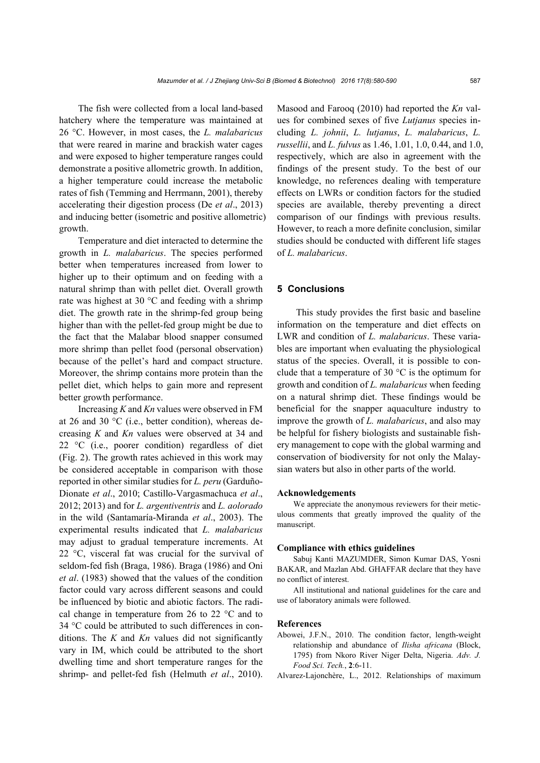The fish were collected from a local land-based hatchery where the temperature was maintained at 26 °C. However, in most cases, the *L. malabaricus* that were reared in marine and brackish water cages and were exposed to higher temperature ranges could demonstrate a positive allometric growth. In addition, a higher temperature could increase the metabolic rates of fish (Temming and Herrmann, 2001), thereby accelerating their digestion process (De *et al*., 2013) and inducing better (isometric and positive allometric) growth.

Temperature and diet interacted to determine the growth in *L. malabaricus*. The species performed better when temperatures increased from lower to higher up to their optimum and on feeding with a natural shrimp than with pellet diet. Overall growth rate was highest at 30 °C and feeding with a shrimp diet. The growth rate in the shrimp-fed group being higher than with the pellet-fed group might be due to the fact that the Malabar blood snapper consumed more shrimp than pellet food (personal observation) because of the pellet's hard and compact structure. Moreover, the shrimp contains more protein than the pellet diet, which helps to gain more and represent better growth performance.

Increasing *K* and *Kn* values were observed in FM at 26 and 30 °C (i.e., better condition), whereas decreasing *K* and *Kn* values were observed at 34 and 22 °C (i.e., poorer condition) regardless of diet (Fig. 2). The growth rates achieved in this work may be considered acceptable in comparison with those reported in other similar studies for *L. peru* (Garduño-Dionate *et al*., 2010; Castillo-Vargasmachuca *et al*., 2012; 2013) and for *L. argentiventris* and *L. aolorado* in the wild (Santamaría-Miranda *et al*., 2003). The experimental results indicated that *L. malabaricus* may adjust to gradual temperature increments. At 22 °C, visceral fat was crucial for the survival of seldom-fed fish (Braga, 1986). Braga (1986) and Oni *et al*. (1983) showed that the values of the condition factor could vary across different seasons and could be influenced by biotic and abiotic factors. The radical change in temperature from 26 to 22 °C and to 34 °C could be attributed to such differences in conditions. The *K* and *Kn* values did not significantly vary in IM, which could be attributed to the short dwelling time and short temperature ranges for the shrimp- and pellet-fed fish (Helmuth *et al*., 2010). Masood and Farooq (2010) had reported the *Kn* values for combined sexes of five *Lutjanus* species including *L. johnii*, *L. lutjanus*, *L. malabaricus*, *L. russellii*, and *L. fulvus* as 1.46, 1.01, 1.0, 0.44, and 1.0, respectively, which are also in agreement with the findings of the present study. To the best of our knowledge, no references dealing with temperature effects on LWRs or condition factors for the studied species are available, thereby preventing a direct comparison of our findings with previous results. However, to reach a more definite conclusion, similar studies should be conducted with different life stages of *L. malabaricus*.

## 5 Conclusions

This study provides the first basic and baseline information on the temperature and diet effects on LWR and condition of *L. malabaricus*. These variables are important when evaluating the physiological status of the species. Overall, it is possible to conclude that a temperature of 30 °C is the optimum for growth and condition of *L. malabaricus* when feeding on a natural shrimp diet. These findings would be beneficial for the snapper aquaculture industry to improve the growth of *L. malabaricus*, and also may be helpful for fishery biologists and sustainable fishery management to cope with the global warming and conservation of biodiversity for not only the Malaysian waters but also in other parts of the world.

### Acknowledgements

We appreciate the anonymous reviewers for their meticulous comments that greatly improved the quality of the manuscript.

### Compliance with ethics guidelines

Sabuj Kanti MAZUMDER, Simon Kumar DAS, Yosni BAKAR, and Mazlan Abd. GHAFFAR declare that they have no conflict of interest.

All institutional and national guidelines for the care and use of laboratory animals were followed.

### References

Abowei, J.F.N., 2010. The condition factor, length-weight relationship and abundance of *Ilisha africana* (Block, 1795) from Nkoro River Niger Delta, Nigeria. *Adv. J. Food Sci. Tech.*, **2**:6-11.

Alvarez-Lajonchère, L., 2012. Relationships of maximum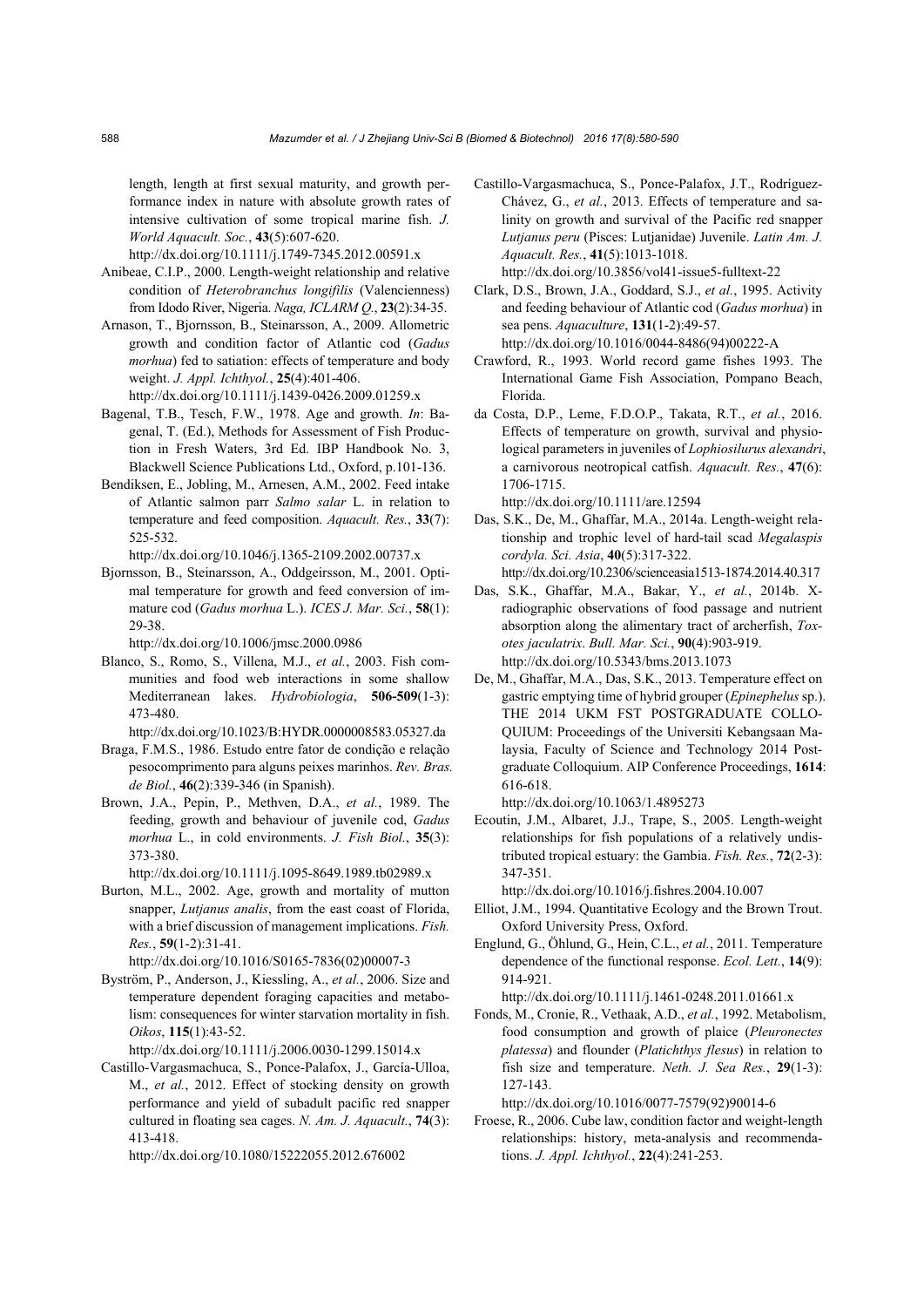length, length at first sexual maturity, and growth performance index in nature with absolute growth rates of intensive cultivation of some tropical marine fish. *J. World Aquacult. Soc.*, **43**(5):607-620.
http://dx.doi.org/10.1111/j.1749-7345.2012.00591.x

Anibeae, C.I.P., 2000. Length-weight relationship and relative condition of *Heterobranchus longifilis* (Valencienness) from Idodo River, Nigeria. *Naga, ICLARM Q.*, **23**(2):34-35.

Arnason, T., Bjornsson, B., Steinarsson, A., 2009. Allometric growth and condition factor of Atlantic cod (*Gadus morhua*) fed to satiation: effects of temperature and body weight. *J. Appl. Ichthyol.*, **25**(4):401-406.
http://dx.doi.org/10.1111/j.1439-0426.2009.01259.x

Bagenal, T.B., Tesch, F.W., 1978. Age and growth. *In*: Bagenal, T. (Ed.), Methods for Assessment of Fish Production in Fresh Waters, 3rd Ed. IBP Handbook No. 3, Blackwell Science Publications Ltd., Oxford, p.101-136.

Bendiksen, E., Jobling, M., Arnesen, A.M., 2002. Feed intake of Atlantic salmon parr *Salmo salar* L. in relation to temperature and feed composition. *Aquacult. Res.*, **33**(7): 525-532.
http://dx.doi.org/10.1046/j.1365-2109.2002.00737.x

Bjornsson, B., Steinarsson, A., Oddgeirsson, M., 2001. Optimal temperature for growth and feed conversion of immature cod (*Gadus morhua* L.). *ICES J. Mar. Sci.*, **58**(1): 29-38.
http://dx.doi.org/10.1006/jmsc.2000.0986

Blanco, S., Romo, S., Villena, M.J., *et al.*, 2003. Fish communities and food web interactions in some shallow Mediterranean lakes. *Hydrobiologia*, **506-509**(1-3): 473-480.
http://dx.doi.org/10.1023/B:HYDR.0000008583.05327.da

Braga, F.M.S., 1986. Estudo entre fator de condição e relação pesocomprimento para alguns peixes marinhos. *Rev. Bras. de Biol.*, **46**(2):339-346 (in Spanish).

Brown, J.A., Pepin, P., Methven, D.A., *et al.*, 1989. The feeding, growth and behaviour of juvenile cod, *Gadus morhua* L., in cold environments. *J. Fish Biol.*, **35**(3): 373-380.
http://dx.doi.org/10.1111/j.1095-8649.1989.tb02989.x

Burton, M.L., 2002. Age, growth and mortality of mutton snapper, *Lutjanus analis*, from the east coast of Florida, with a brief discussion of management implications. *Fish. Res.*, **59**(1-2):31-41.
http://dx.doi.org/10.1016/S0165-7836(02)00007-3

Byström, P., Anderson, J., Kiessling, A., *et al.*, 2006. Size and temperature dependent foraging capacities and metabolism: consequences for winter starvation mortality in fish. *Oikos*, **115**(1):43-52.
http://dx.doi.org/10.1111/j.2006.0030-1299.15014.x

Castillo-Vargasmachuca, S., Ponce-Palafox, J., García-Ulloa, M., *et al.*, 2012. Effect of stocking density on growth performance and yield of subadult pacific red snapper cultured in floating sea cages. *N. Am. J. Aquacult.*, **74**(3): 413-418.
http://dx.doi.org/10.1080/15222055.2012.676002

Castillo-Vargasmachuca, S., Ponce-Palafox, J.T., Rodríguez-Chávez, G., *et al.*, 2013. Effects of temperature and salinity on growth and survival of the Pacific red snapper *Lutjanus peru* (Pisces: Lutjanidae) Juvenile. *Latin Am. J. Aquacult. Res.*, **41**(5):1013-1018.
http://dx.doi.org/10.3856/vol41-issue5-fulltext-22

Clark, D.S., Brown, J.A., Goddard, S.J., *et al.*, 1995. Activity and feeding behaviour of Atlantic cod (*Gadus morhua*) in sea pens. *Aquaculture*, **131**(1-2):49-57.
http://dx.doi.org/10.1016/0044-8486(94)00222-A

Crawford, R., 1993. World record game fishes 1993. The International Game Fish Association, Pompano Beach, Florida.

da Costa, D.P., Leme, F.D.O.P., Takata, R.T., *et al.*, 2016. Effects of temperature on growth, survival and physiological parameters in juveniles of *Lophiosilurus alexandri*, a carnivorous neotropical catfish. *Aquacult. Res.*, **47**(6): 1706-1715.
http://dx.doi.org/10.1111/are.12594

Das, S.K., De, M., Ghaffar, M.A., 2014a. Length-weight relationship and trophic level of hard-tail scad *Megalaspis cordyla*. *Sci. Asia*, **40**(5):317-322.
http://dx.doi.org/10.2306/scienceasia1513-1874.2014.40.317

Das, S.K., Ghaffar, M.A., Bakar, Y., *et al.*, 2014b. X-radiographic observations of food passage and nutrient absorption along the alimentary tract of archerfish, *Toxotes jaculatrix*. *Bull. Mar. Sci.*, **90**(4):903-919.
http://dx.doi.org/10.5343/bms.2013.1073

De, M., Ghaffar, M.A., Das, S.K., 2013. Temperature effect on gastric emptying time of hybrid grouper (*Epinephelus* sp.). THE 2014 UKM FST POSTGRADUATE COLLOQUIUM: Proceedings of the Universiti Kebangsaan Malaysia, Faculty of Science and Technology 2014 Postgraduate Colloquium. AIP Conference Proceedings, **1614**: 616-618.
http://dx.doi.org/10.1063/1.4895273

Ecoutin, J.M., Albaret, J.J., Trape, S., 2005. Length-weight relationships for fish populations of a relatively undistributed tropical estuary: the Gambia. *Fish. Res.*, **72**(2-3): 347-351.
http://dx.doi.org/10.1016/j.fishres.2004.10.007

Elliot, J.M., 1994. Quantitative Ecology and the Brown Trout. Oxford University Press, Oxford.

Englund, G., Öhlund, G., Hein, C.L., *et al.*, 2011. Temperature dependence of the functional response. *Ecol. Lett.*, **14**(9): 914-921.
http://dx.doi.org/10.1111/j.1461-0248.2011.01661.x

Fonds, M., Cronie, R., Vethaak, A.D., *et al.*, 1992. Metabolism, food consumption and growth of plaice (*Pleuronectes platessa*) and flounder (*Platichthys flesus*) in relation to fish size and temperature. *Neth. J. Sea Res.*, **29**(1-3): 127-143.
http://dx.doi.org/10.1016/0077-7579(92)90014-6

Froese, R., 2006. Cube law, condition factor and weight-length relationships: history, meta-analysis and recommendations. *J. Appl. Ichthyol.*, **22**(4):241-253.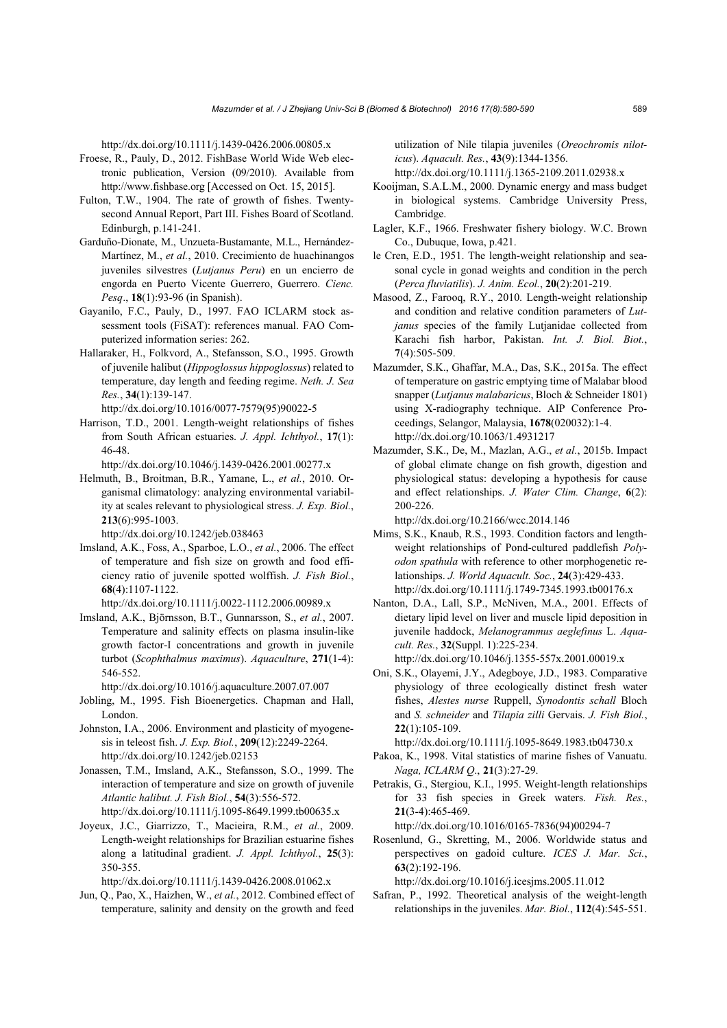http://dx.doi.org/10.1111/j.1439-0426.2006.00805.x

Froese, R., Pauly, D., 2012. FishBase World Wide Web electronic publication, Version (09/2010). Available from http://www.fishbase.org [Accessed on Oct. 15, 2015].

Fulton, T.W., 1904. The rate of growth of fishes. Twenty-second Annual Report, Part III. Fishes Board of Scotland. Edinburgh, p.141-241.

Garduño-Dionate, M., Unzueta-Bustamante, M.L., Hernández-Martínez, M., *et al.*, 2010. Crecimiento de huachinangos juveniles silvestres (*Lutjanus Peru*) en un encierro de engorda en Puerto Vicente Guerrero, Guerrero. *Cienc. Pesq*., **18**(1):93-96 (in Spanish).

Gayanilo, F.C., Pauly, D., 1997. FAO ICLARM stock assessment tools (FiSAT): references manual. FAO Computerized information series: 262.

Hallaraker, H., Folkvord, A., Stefansson, S.O., 1995. Growth of juvenile halibut (*Hippoglossus hippoglossus*) related to temperature, day length and feeding regime. *Neth. J. Sea Res.*, **34**(1):139-147. http://dx.doi.org/10.1016/0077-7579(95)90022-5

Harrison, T.D., 2001. Length-weight relationships of fishes from South African estuaries. *J. Appl. Ichthyol.*, **17**(1): 46-48. http://dx.doi.org/10.1046/j.1439-0426.2001.00277.x

Helmuth, B., Broitman, B.R., Yamane, L., *et al.*, 2010. Organismal climatology: analyzing environmental variability at scales relevant to physiological stress. *J. Exp. Biol.*, **213**(6):995-1003. http://dx.doi.org/10.1242/jeb.038463

Imsland, A.K., Foss, A., Sparboe, L.O., *et al.*, 2006. The effect of temperature and fish size on growth and food efficiency ratio of juvenile spotted wolffish. *J. Fish Biol.*, **68**(4):1107-1122. http://dx.doi.org/10.1111/j.0022-1112.2006.00989.x

Imsland, A.K., Björnsson, B.T., Gunnarsson, S., *et al.*, 2007. Temperature and salinity effects on plasma insulin-like growth factor-I concentrations and growth in juvenile turbot (*Scophthalmus maximus*). *Aquaculture*, **271**(1-4): 546-552. http://dx.doi.org/10.1016/j.aquaculture.2007.07.007

Jobling, M., 1995. Fish Bioenergetics. Chapman and Hall, London.

Johnston, I.A., 2006. Environment and plasticity of myogenesis in teleost fish. *J. Exp. Biol.*, **209**(12):2249-2264. http://dx.doi.org/10.1242/jeb.02153

Jonassen, T.M., Imsland, A.K., Stefansson, S.O., 1999. The interaction of temperature and size on growth of juvenile *Atlantic halibut*. *J. Fish Biol.*, **54**(3):556-572. http://dx.doi.org/10.1111/j.1095-8649.1999.tb00635.x

Joyeux, J.C., Giarrizzo, T., Macieira, R.M., *et al.*, 2009. Length-weight relationships for Brazilian estuarine fishes along a latitudinal gradient. *J. Appl. Ichthyol.*, **25**(3): 350-355. http://dx.doi.org/10.1111/j.1439-0426.2008.01062.x

Jun, Q., Pao, X., Haizhen, W., *et al.*, 2012. Combined effect of temperature, salinity and density on the growth and feed utilization of Nile tilapia juveniles (*Oreochromis niloticus*). *Aquacult. Res.*, **43**(9):1344-1356. http://dx.doi.org/10.1111/j.1365-2109.2011.02938.x

Kooijman, S.A.L.M., 2000. Dynamic energy and mass budget in biological systems. Cambridge University Press, Cambridge.

Lagler, K.F., 1966. Freshwater fishery biology. W.C. Brown Co., Dubuque, Iowa, p.421.

le Cren, E.D., 1951. The length-weight relationship and seasonal cycle in gonad weights and condition in the perch (*Perca fluviatilis*). *J. Anim. Ecol.*, **20**(2):201-219.

Masood, Z., Farooq, R.Y., 2010. Length-weight relationship and condition and relative condition parameters of *Lutjanus* species of the family Lutjanidae collected from Karachi fish harbor, Pakistan. *Int. J. Biol. Biot.*, **7**(4):505-509.

Mazumder, S.K., Ghaffar, M.A., Das, S.K., 2015a. The effect of temperature on gastric emptying time of Malabar blood snapper (*Lutjanus malabaricus*, Bloch & Schneider 1801) using X-radiography technique. AIP Conference Proceedings, Selangor, Malaysia, **1678**(020032):1-4. http://dx.doi.org/10.1063/1.4931217

Mazumder, S.K., De, M., Mazlan, A.G., *et al.*, 2015b. Impact of global climate change on fish growth, digestion and physiological status: developing a hypothesis for cause and effect relationships. *J. Water Clim. Change*, **6**(2): 200-226. http://dx.doi.org/10.2166/wcc.2014.146

Mims, S.K., Knaub, R.S., 1993. Condition factors and length-weight relationships of Pond-cultured paddlefish *Polyodon spathula* with reference to other morphogenetic relationships. *J. World Aquacult. Soc.*, **24**(3):429-433. http://dx.doi.org/10.1111/j.1749-7345.1993.tb00176.x

Nanton, D.A., Lall, S.P., McNiven, M.A., 2001. Effects of dietary lipid level on liver and muscle lipid deposition in juvenile haddock, *Melanogrammus aeglefinus* L. *Aquacult. Res.*, **32**(Suppl. 1):225-234. http://dx.doi.org/10.1046/j.1355-557x.2001.00019.x

Oni, S.K., Olayemi, J.Y., Adegboye, J.D., 1983. Comparative physiology of three ecologically distinct fresh water fishes, *Alestes nurse* Ruppell, *Synodontis schall* Bloch and *S. schneider* and *Tilapia zilli* Gervais. *J. Fish Biol.*, **22**(1):105-109. http://dx.doi.org/10.1111/j.1095-8649.1983.tb04730.x

Pakoa, K., 1998. Vital statistics of marine fishes of Vanuatu. *Naga, ICLARM Q*., **21**(3):27-29.

Petrakis, G., Stergiou, K.I., 1995. Weight-length relationships for 33 fish species in Greek waters. *Fish. Res.*, **21**(3-4):465-469. http://dx.doi.org/10.1016/0165-7836(94)00294-7

Rosenlund, G., Skretting, M., 2006. Worldwide status and perspectives on gadoid culture. *ICES J. Mar. Sci.*, **63**(2):192-196. http://dx.doi.org/10.1016/j.icesjms.2005.11.012

Safran, P., 1992. Theoretical analysis of the weight-length relationships in the juveniles. *Mar. Biol.*, **112**(4):545-551.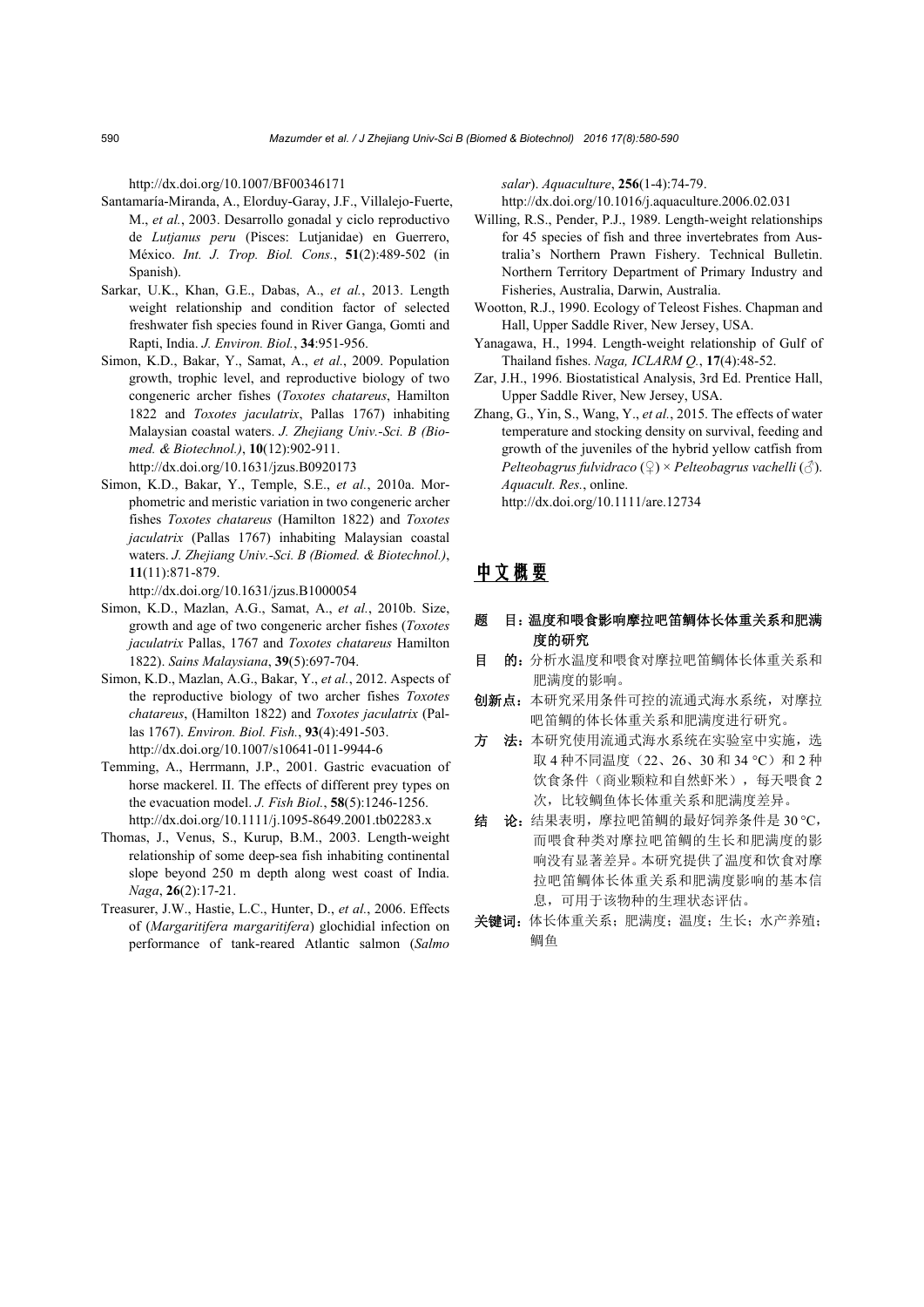http://dx.doi.org/10.1007/BF00346171

Santamaría-Miranda, A., Elorduy-Garay, J.F., Villalejo-Fuerte, M., *et al.*, 2003. Desarrollo gonadal y ciclo reproductivo de *Lutjanus peru* (Pisces: Lutjanidae) en Guerrero, México. *Int. J. Trop. Biol. Cons.*, **51**(2):489-502 (in Spanish).

Sarkar, U.K., Khan, G.E., Dabas, A., *et al.*, 2013. Length weight relationship and condition factor of selected freshwater fish species found in River Ganga, Gomti and Rapti, India. *J. Environ. Biol.*, **34**:951-956.

Simon, K.D., Bakar, Y., Samat, A., *et al.*, 2009. Population growth, trophic level, and reproductive biology of two congeneric archer fishes (*Toxotes chatareus*, Hamilton 1822 and *Toxotes jaculatrix*, Pallas 1767) inhabiting Malaysian coastal waters. *J. Zhejiang Univ.-Sci. B (Biomed. & Biotechnol.)*, **10**(12):902-911. http://dx.doi.org/10.1631/jzus.B0920173

Simon, K.D., Bakar, Y., Temple, S.E., *et al.*, 2010a. Morphometric and meristic variation in two congeneric archer fishes *Toxotes chatareus* (Hamilton 1822) and *Toxotes jaculatrix* (Pallas 1767) inhabiting Malaysian coastal waters. *J. Zhejiang Univ.-Sci. B (Biomed. & Biotechnol.)*, **11**(11):871-879. http://dx.doi.org/10.1631/jzus.B1000054

Simon, K.D., Mazlan, A.G., Samat, A., *et al.*, 2010b. Size, growth and age of two congeneric archer fishes (*Toxotes jaculatrix* Pallas, 1767 and *Toxotes chatareus* Hamilton 1822). *Sains Malaysiana*, **39**(5):697-704.

Simon, K.D., Mazlan, A.G., Bakar, Y., *et al.*, 2012. Aspects of the reproductive biology of two archer fishes *Toxotes chatareus*, (Hamilton 1822) and *Toxotes jaculatrix* (Pallas 1767). *Environ. Biol. Fish.*, **93**(4):491-503. http://dx.doi.org/10.1007/s10641-011-9944-6

Temming, A., Herrmann, J.P., 2001. Gastric evacuation of horse mackerel. II. The effects of different prey types on the evacuation model. *J. Fish Biol.*, **58**(5):1246-1256. http://dx.doi.org/10.1111/j.1095-8649.2001.tb02283.x

Thomas, J., Venus, S., Kurup, B.M., 2003. Length-weight relationship of some deep-sea fish inhabiting continental slope beyond 250 m depth along west coast of India. *Naga*, **26**(2):17-21.

Treasurer, J.W., Hastie, L.C., Hunter, D., *et al.*, 2006. Effects of (*Margaritifera margaritifera*) glochidial infection on performance of tank-reared Atlantic salmon (*Salmo salar*). *Aquaculture*, **256**(1-4):74-79. http://dx.doi.org/10.1016/j.aquaculture.2006.02.031

Willing, R.S., Pender, P.J., 1989. Length-weight relationships for 45 species of fish and three invertebrates from Australia's Northern Prawn Fishery. Technical Bulletin. Northern Territory Department of Primary Industry and Fisheries, Australia, Darwin, Australia.

Wootton, R.J., 1990. Ecology of Teleost Fishes. Chapman and Hall, Upper Saddle River, New Jersey, USA.

Yanagawa, H., 1994. Length-weight relationship of Gulf of Thailand fishes. *Naga, ICLARM Q.*, **17**(4):48-52.

Zar, J.H., 1996. Biostatistical Analysis, 3rd Ed. Prentice Hall, Upper Saddle River, New Jersey, USA.

Zhang, G., Yin, S., Wang, Y., *et al.*, 2015. The effects of water temperature and stocking density on survival, feeding and growth of the juveniles of the hybrid yellow catfish from *Pelteobagrus fulvidraco* (♀) × *Pelteobagrus vachelli* (♂). *Aquacult. Res.*, online. http://dx.doi.org/10.1111/are.12734

## 中文概要

**题　目：温度和喂食影响摩拉吧笛鲷体长体重关系和肥满度的研究**

**目　的：**分析水温度和喂食对摩拉吧笛鲷体长体重关系和肥满度的影响。

**创新点：**本研究采用条件可控的流通式海水系统，对摩拉吧笛鲷的体长体重关系和肥满度进行研究。

**方　法：**本研究使用流通式海水系统在实验室中实施，选取 4 种不同温度（22、26、30 和 34 °C）和 2 种饮食条件（商业颗粒和自然虾米），每天喂食 2 次，比较鲷鱼体长体重关系和肥满度差异。

**结　论：**结果表明，摩拉吧笛鲷的最好饲养条件是 30 °C，而喂食种类对摩拉吧笛鲷的生长和肥满度的影响没有显著差异。本研究提供了温度和饮食对摩拉吧笛鲷体长体重关系和肥满度影响的基本信息，可用于该物种的生理状态评估。

**关键词：**体长体重关系；肥满度；温度；生长；水产养殖；鲷鱼